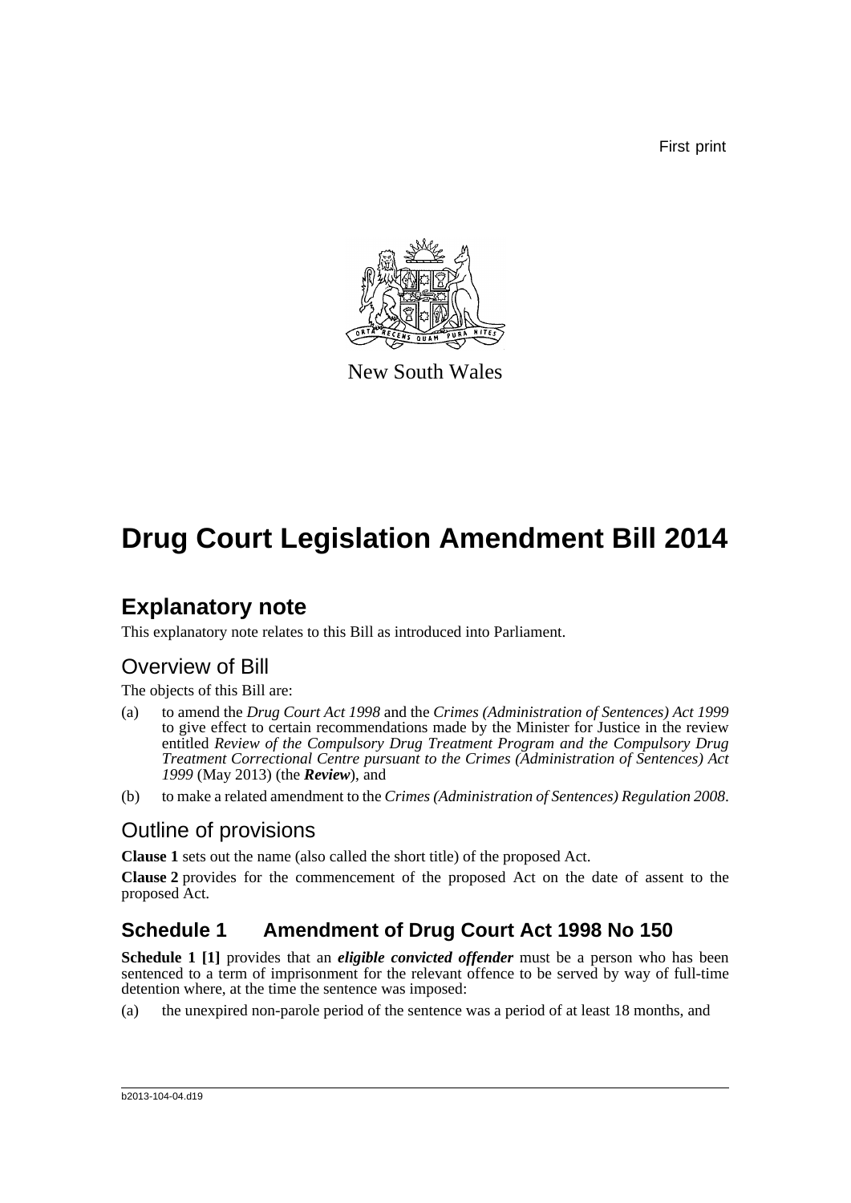First print

New South Wales

# Drug Court Legislation Amendment Bill 2014

## Explanatory note

This explanatory note relates to this Bill as introduced into Parliament.

## Overview of Bill

The objects of this Bill are:

(a) to amend the *Drug Court Act 1998* and the *Crimes (Administration of Sentences) Act 1999* to give effect to certain recommendations made by the Minister for Justice in the review entitled *Review of the Compulsory Drug Treatment Program and the Compulsory Drug Treatment Correctional Centre pursuant to the Crimes (Administration of Sentences) Act 1999* (May 2013) (the ***Review***), and

(b) to make a related amendment to the *Crimes (Administration of Sentences) Regulation 2008*.

## Outline of provisions

**Clause 1** sets out the name (also called the short title) of the proposed Act.

**Clause 2** provides for the commencement of the proposed Act on the date of assent to the proposed Act.

### Schedule 1 Amendment of Drug Court Act 1998 No 150

**Schedule 1 [1]** provides that an ***eligible convicted offender*** must be a person who has been sentenced to a term of imprisonment for the relevant offence to be served by way of full-time detention where, at the time the sentence was imposed:

(a) the unexpired non-parole period of the sentence was a period of at least 18 months, and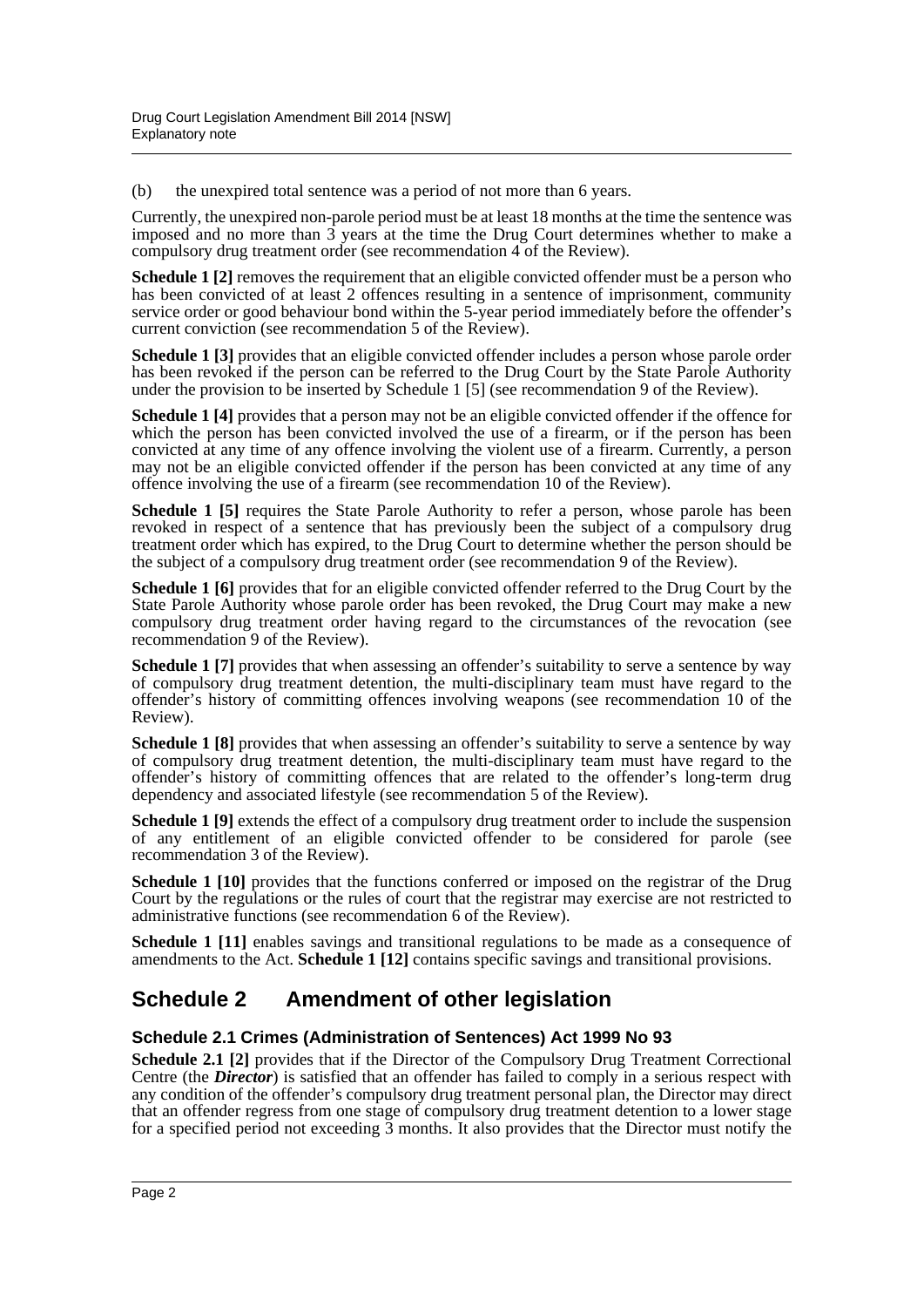(b) the unexpired total sentence was a period of not more than 6 years.

Currently, the unexpired non-parole period must be at least 18 months at the time the sentence was imposed and no more than 3 years at the time the Drug Court determines whether to make a compulsory drug treatment order (see recommendation 4 of the Review).

**Schedule 1 [2]** removes the requirement that an eligible convicted offender must be a person who has been convicted of at least 2 offences resulting in a sentence of imprisonment, community service order or good behaviour bond within the 5-year period immediately before the offender's current conviction (see recommendation 5 of the Review).

**Schedule 1 [3]** provides that an eligible convicted offender includes a person whose parole order has been revoked if the person can be referred to the Drug Court by the State Parole Authority under the provision to be inserted by Schedule 1 [5] (see recommendation 9 of the Review).

**Schedule 1 [4]** provides that a person may not be an eligible convicted offender if the offence for which the person has been convicted involved the use of a firearm, or if the person has been convicted at any time of any offence involving the violent use of a firearm. Currently, a person may not be an eligible convicted offender if the person has been convicted at any time of any offence involving the use of a firearm (see recommendation 10 of the Review).

**Schedule 1 [5]** requires the State Parole Authority to refer a person, whose parole has been revoked in respect of a sentence that has previously been the subject of a compulsory drug treatment order which has expired, to the Drug Court to determine whether the person should be the subject of a compulsory drug treatment order (see recommendation 9 of the Review).

**Schedule 1 [6]** provides that for an eligible convicted offender referred to the Drug Court by the State Parole Authority whose parole order has been revoked, the Drug Court may make a new compulsory drug treatment order having regard to the circumstances of the revocation (see recommendation 9 of the Review).

**Schedule 1 [7]** provides that when assessing an offender's suitability to serve a sentence by way of compulsory drug treatment detention, the multi-disciplinary team must have regard to the offender's history of committing offences involving weapons (see recommendation 10 of the Review).

**Schedule 1 [8]** provides that when assessing an offender's suitability to serve a sentence by way of compulsory drug treatment detention, the multi-disciplinary team must have regard to the offender's history of committing offences that are related to the offender's long-term drug dependency and associated lifestyle (see recommendation 5 of the Review).

**Schedule 1 [9]** extends the effect of a compulsory drug treatment order to include the suspension of any entitlement of an eligible convicted offender to be considered for parole (see recommendation 3 of the Review).

**Schedule 1 [10]** provides that the functions conferred or imposed on the registrar of the Drug Court by the regulations or the rules of court that the registrar may exercise are not restricted to administrative functions (see recommendation 6 of the Review).

**Schedule 1 [11]** enables savings and transitional regulations to be made as a consequence of amendments to the Act. **Schedule 1 [12]** contains specific savings and transitional provisions.

## Schedule 2 Amendment of other legislation

### Schedule 2.1 Crimes (Administration of Sentences) Act 1999 No 93

**Schedule 2.1 [2]** provides that if the Director of the Compulsory Drug Treatment Correctional Centre (the ***Director***) is satisfied that an offender has failed to comply in a serious respect with any condition of the offender's compulsory drug treatment personal plan, the Director may direct that an offender regress from one stage of compulsory drug treatment detention to a lower stage for a specified period not exceeding 3 months. It also provides that the Director must notify the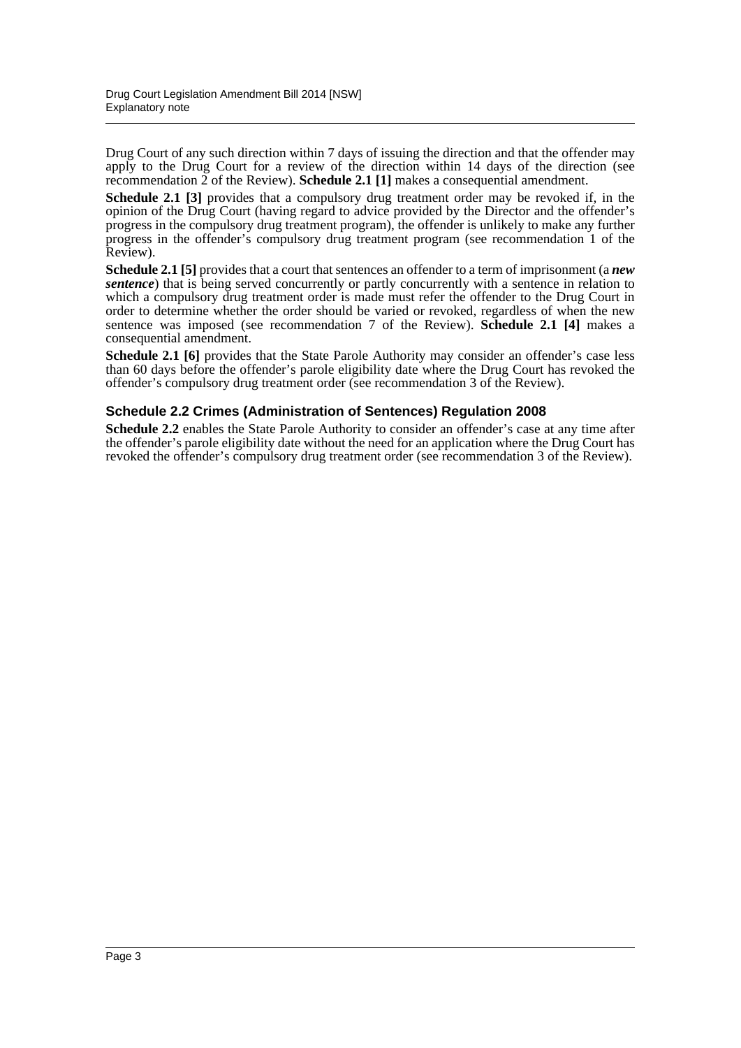Drug Court of any such direction within 7 days of issuing the direction and that the offender may apply to the Drug Court for a review of the direction within 14 days of the direction (see recommendation 2 of the Review). **Schedule 2.1 [1]** makes a consequential amendment.

**Schedule 2.1 [3]** provides that a compulsory drug treatment order may be revoked if, in the opinion of the Drug Court (having regard to advice provided by the Director and the offender's progress in the compulsory drug treatment program), the offender is unlikely to make any further progress in the offender's compulsory drug treatment program (see recommendation 1 of the Review).

**Schedule 2.1 [5]** provides that a court that sentences an offender to a term of imprisonment (a ***new sentence***) that is being served concurrently or partly concurrently with a sentence in relation to which a compulsory drug treatment order is made must refer the offender to the Drug Court in order to determine whether the order should be varied or revoked, regardless of when the new sentence was imposed (see recommendation 7 of the Review). **Schedule 2.1 [4]** makes a consequential amendment.

**Schedule 2.1 [6]** provides that the State Parole Authority may consider an offender's case less than 60 days before the offender's parole eligibility date where the Drug Court has revoked the offender's compulsory drug treatment order (see recommendation 3 of the Review).

### Schedule 2.2 Crimes (Administration of Sentences) Regulation 2008

**Schedule 2.2** enables the State Parole Authority to consider an offender's case at any time after the offender's parole eligibility date without the need for an application where the Drug Court has revoked the offender's compulsory drug treatment order (see recommendation 3 of the Review).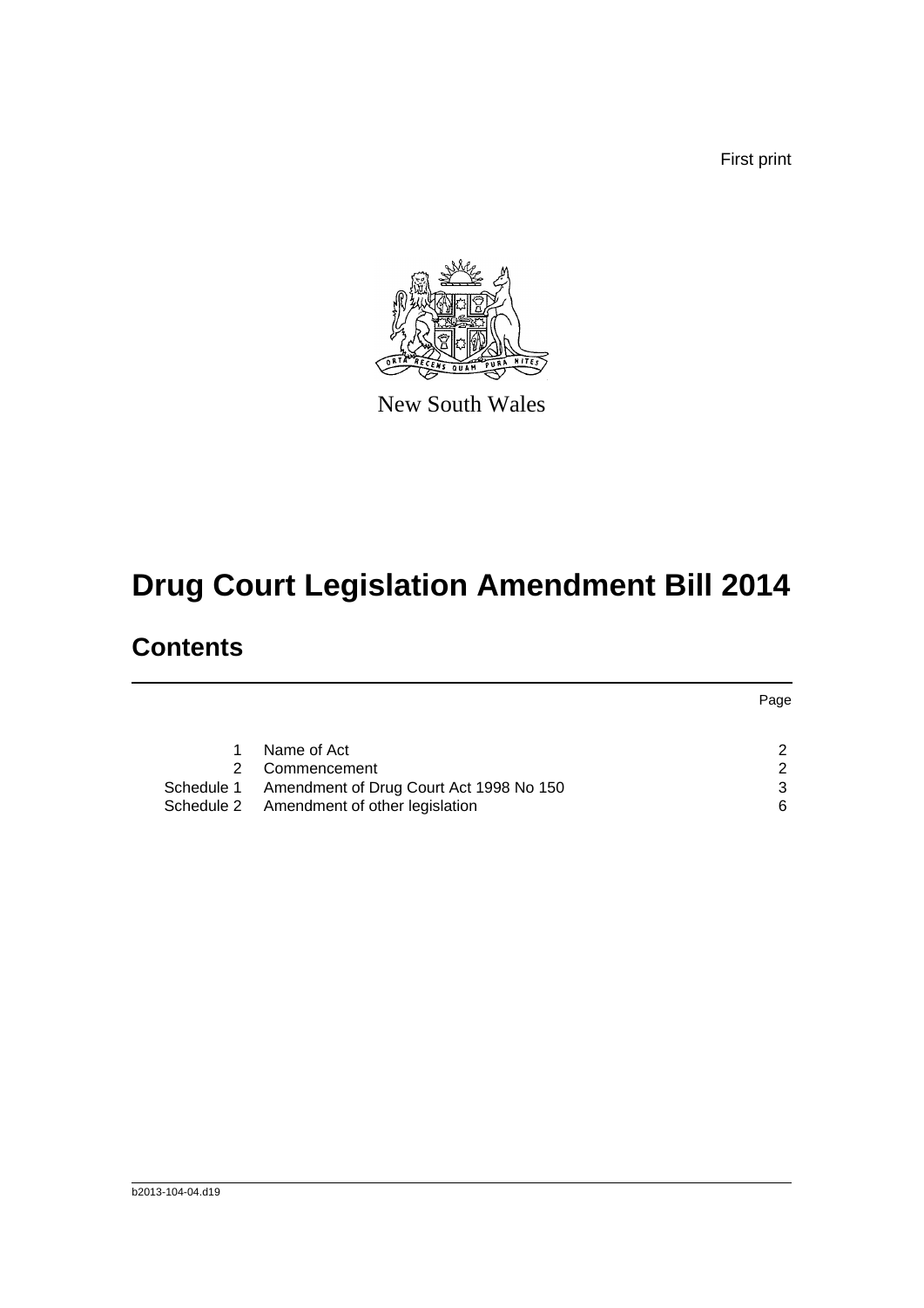First print

New South Wales

# Drug Court Legislation Amendment Bill 2014

## Contents

| | | Page |
|---|---|---|
| 1 | Name of Act | 2 |
| 2 | Commencement | 2 |
| Schedule 1 | Amendment of Drug Court Act 1998 No 150 | 3 |
| Schedule 2 | Amendment of other legislation | 6 |

b2013-104-04.d19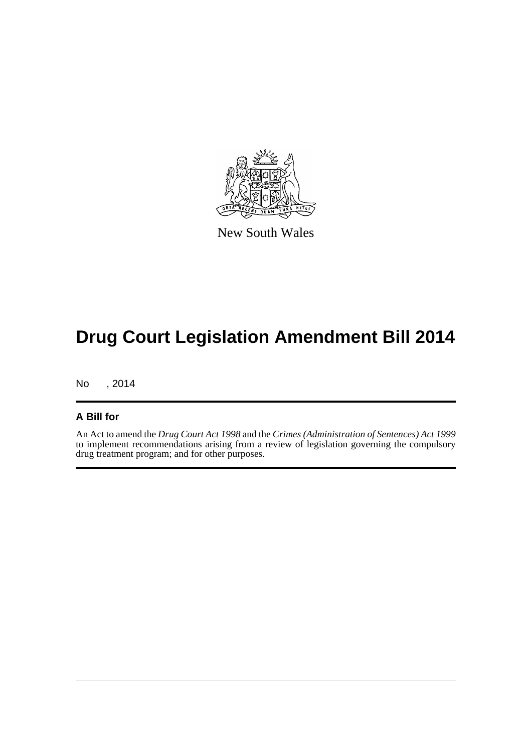New South Wales

# Drug Court Legislation Amendment Bill 2014

No , 2014

## A Bill for

An Act to amend the *Drug Court Act 1998* and the *Crimes (Administration of Sentences) Act 1999* to implement recommendations arising from a review of legislation governing the compulsory drug treatment program; and for other purposes.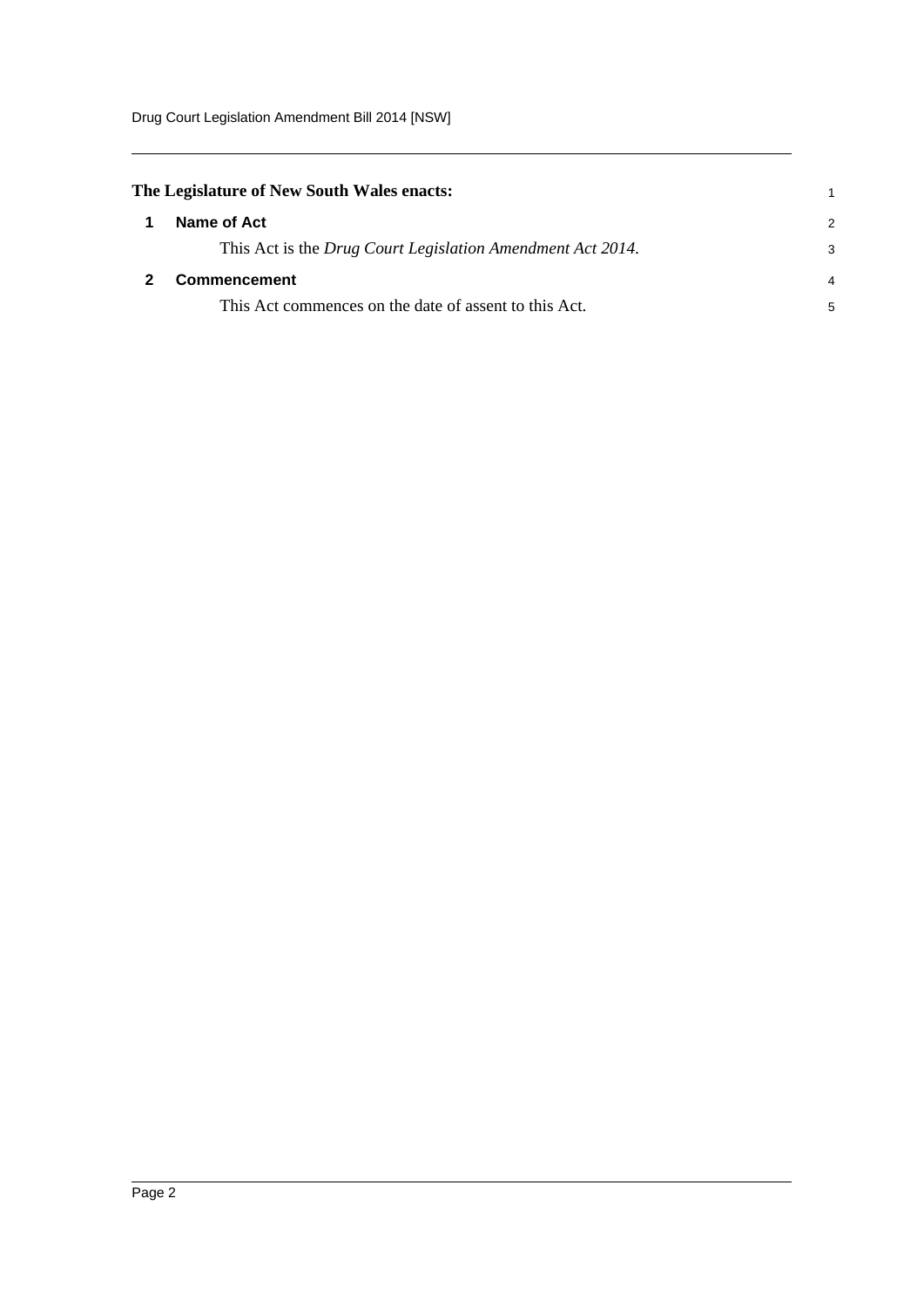**The Legislature of New South Wales enacts:**

## 1 Name of Act

This Act is the *Drug Court Legislation Amendment Act 2014*.

## 2 Commencement

This Act commences on the date of assent to this Act.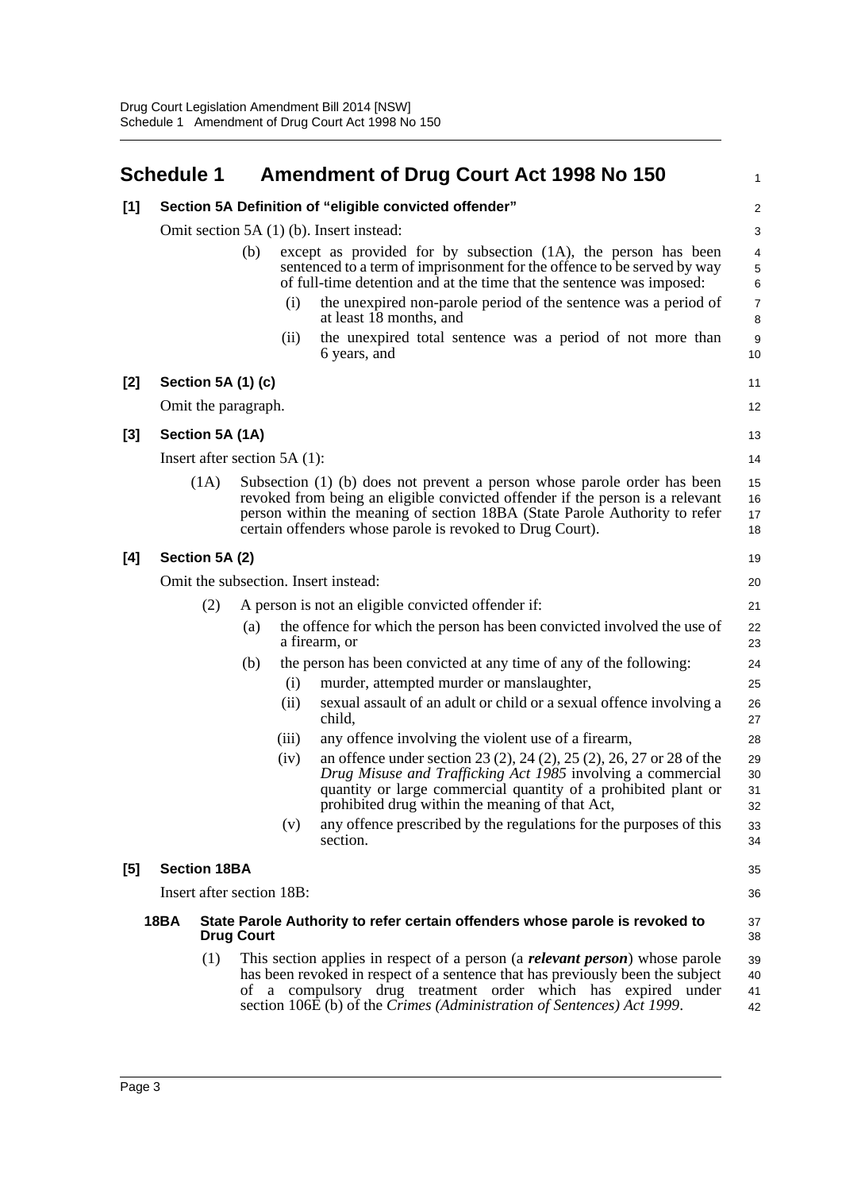## Schedule 1 Amendment of Drug Court Act 1998 No 150

### [1] Section 5A Definition of "eligible convicted offender"

Omit section 5A (1) (b). Insert instead:

(b) except as provided for by subsection (1A), the person has been sentenced to a term of imprisonment for the offence to be served by way of full-time detention and at the time that the sentence was imposed:

(i) the unexpired non-parole period of the sentence was a period of at least 18 months, and

(ii) the unexpired total sentence was a period of not more than 6 years, and

### [2] Section 5A (1) (c)

Omit the paragraph.

### [3] Section 5A (1A)

Insert after section 5A (1):

(1A) Subsection (1) (b) does not prevent a person whose parole order has been revoked from being an eligible convicted offender if the person is a relevant person within the meaning of section 18BA (State Parole Authority to refer certain offenders whose parole is revoked to Drug Court).

### [4] Section 5A (2)

Omit the subsection. Insert instead:

(2) A person is not an eligible convicted offender if:

(a) the offence for which the person has been convicted involved the use of a firearm, or

(b) the person has been convicted at any time of any of the following:

(i) murder, attempted murder or manslaughter,

(ii) sexual assault of an adult or child or a sexual offence involving a child,

(iii) any offence involving the violent use of a firearm,

(iv) an offence under section 23 (2), 24 (2), 25 (2), 26, 27 or 28 of the *Drug Misuse and Trafficking Act 1985* involving a commercial quantity or large commercial quantity of a prohibited plant or prohibited drug within the meaning of that Act,

(v) any offence prescribed by the regulations for the purposes of this section.

### [5] Section 18BA

Insert after section 18B:

**18BA State Parole Authority to refer certain offenders whose parole is revoked to Drug Court**

(1) This section applies in respect of a person (a ***relevant person***) whose parole has been revoked in respect of a sentence that has previously been the subject of a compulsory drug treatment order which has expired under section 106E (b) of the *Crimes (Administration of Sentences) Act 1999*.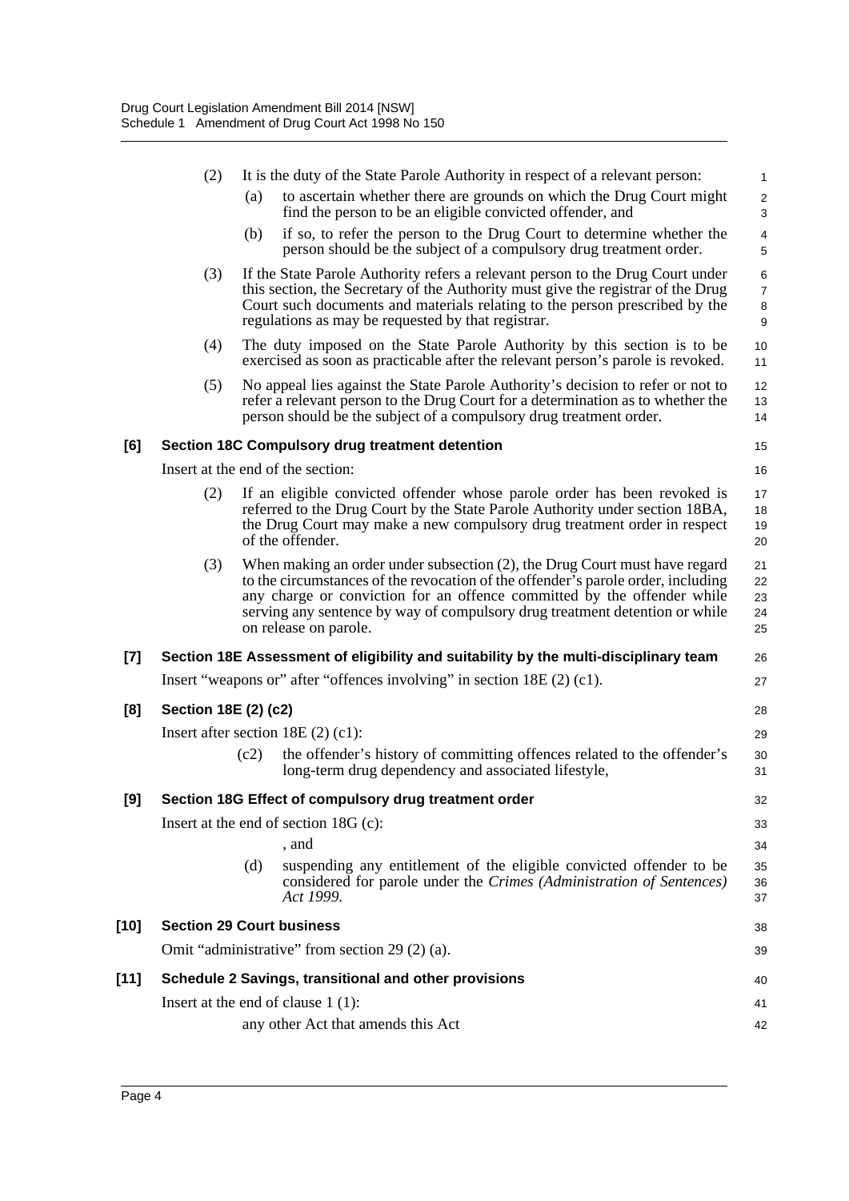(2) It is the duty of the State Parole Authority in respect of a relevant person:

(a) to ascertain whether there are grounds on which the Drug Court might find the person to be an eligible convicted offender, and

(b) if so, to refer the person to the Drug Court to determine whether the person should be the subject of a compulsory drug treatment order.

(3) If the State Parole Authority refers a relevant person to the Drug Court under this section, the Secretary of the Authority must give the registrar of the Drug Court such documents and materials relating to the person prescribed by the regulations as may be requested by that registrar.

(4) The duty imposed on the State Parole Authority by this section is to be exercised as soon as practicable after the relevant person's parole is revoked.

(5) No appeal lies against the State Parole Authority's decision to refer or not to refer a relevant person to the Drug Court for a determination as to whether the person should be the subject of a compulsory drug treatment order.

**[6] Section 18C Compulsory drug treatment detention**

Insert at the end of the section:

(2) If an eligible convicted offender whose parole order has been revoked is referred to the Drug Court by the State Parole Authority under section 18BA, the Drug Court may make a new compulsory drug treatment order in respect of the offender.

(3) When making an order under subsection (2), the Drug Court must have regard to the circumstances of the revocation of the offender's parole order, including any charge or conviction for an offence committed by the offender while serving any sentence by way of compulsory drug treatment detention or while on release on parole.

**[7] Section 18E Assessment of eligibility and suitability by the multi-disciplinary team**

Insert "weapons or" after "offences involving" in section 18E (2) (c1).

**[8] Section 18E (2) (c2)**

Insert after section 18E (2) (c1):

(c2) the offender's history of committing offences related to the offender's long-term drug dependency and associated lifestyle,

**[9] Section 18G Effect of compulsory drug treatment order**

Insert at the end of section 18G (c):

, and

(d) suspending any entitlement of the eligible convicted offender to be considered for parole under the *Crimes (Administration of Sentences) Act 1999*.

**[10] Section 29 Court business**

Omit "administrative" from section 29 (2) (a).

**[11] Schedule 2 Savings, transitional and other provisions**

Insert at the end of clause 1 (1):

any other Act that amends this Act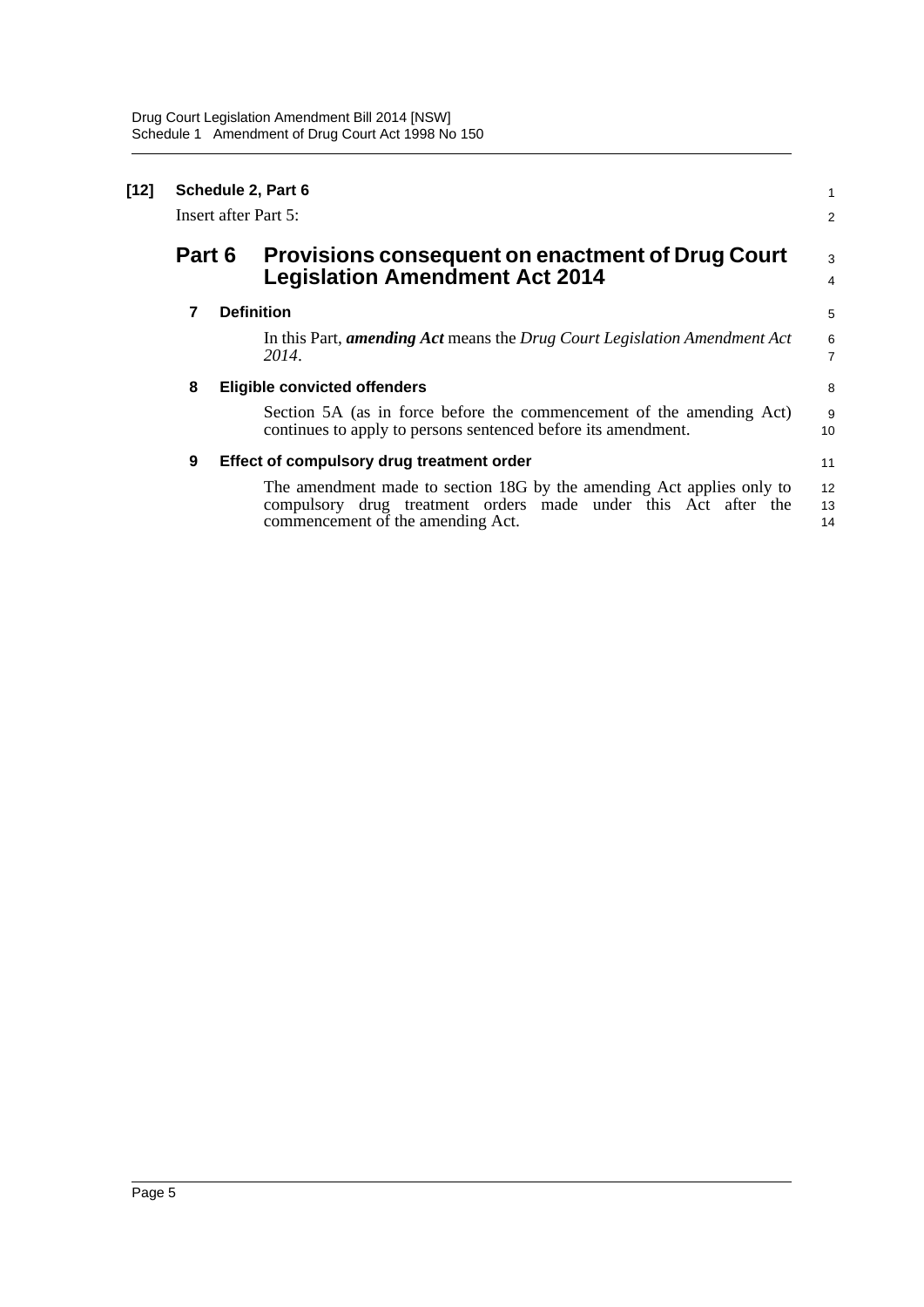**[12] Schedule 2, Part 6**

Insert after Part 5:

## Part 6 Provisions consequent on enactment of Drug Court Legislation Amendment Act 2014

### 7 Definition

In this Part, ***amending Act*** means the *Drug Court Legislation Amendment Act 2014*.

### 8 Eligible convicted offenders

Section 5A (as in force before the commencement of the amending Act) continues to apply to persons sentenced before its amendment.

### 9 Effect of compulsory drug treatment order

The amendment made to section 18G by the amending Act applies only to compulsory drug treatment orders made under this Act after the commencement of the amending Act.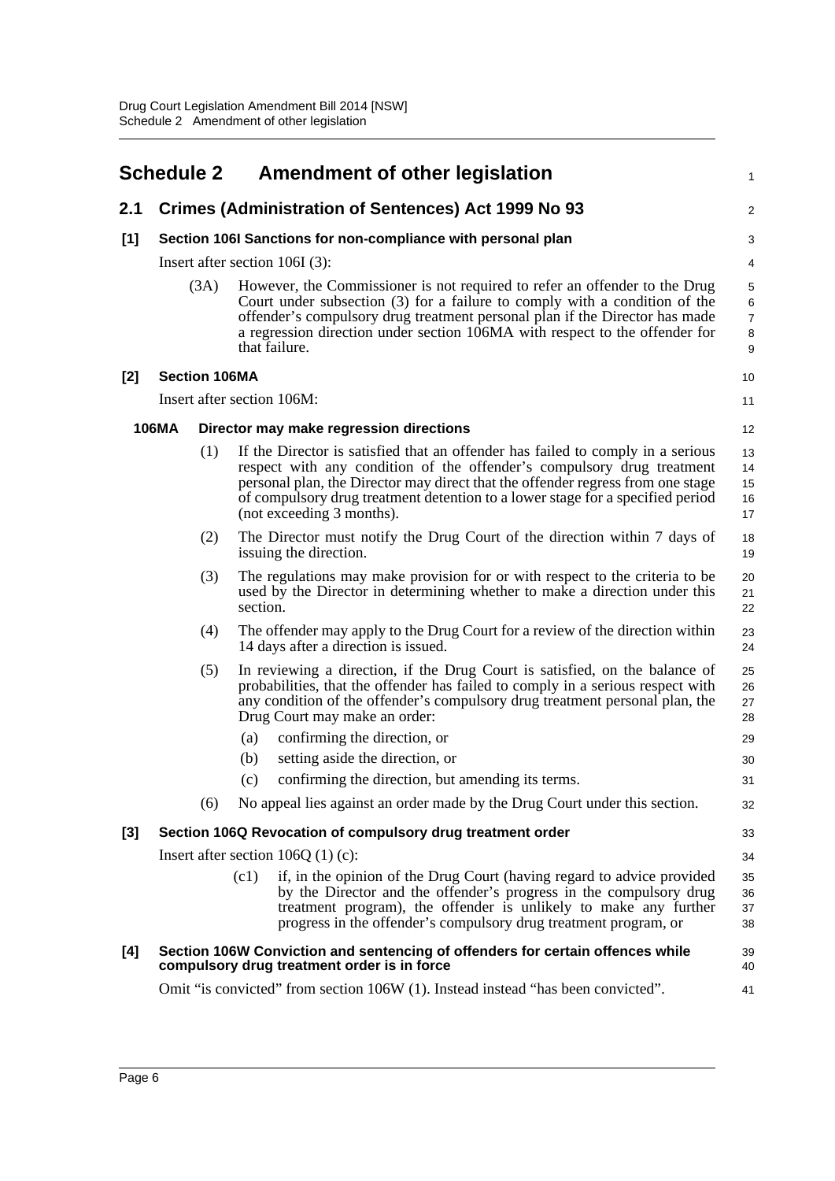# Schedule 2 Amendment of other legislation

## 2.1 Crimes (Administration of Sentences) Act 1999 No 93

### [1] Section 106I Sanctions for non-compliance with personal plan

Insert after section 106I (3):

(3A) However, the Commissioner is not required to refer an offender to the Drug Court under subsection (3) for a failure to comply with a condition of the offender's compulsory drug treatment personal plan if the Director has made a regression direction under section 106MA with respect to the offender for that failure.

### [2] Section 106MA

Insert after section 106M:

**106MA Director may make regression directions**

(1) If the Director is satisfied that an offender has failed to comply in a serious respect with any condition of the offender's compulsory drug treatment personal plan, the Director may direct that the offender regress from one stage of compulsory drug treatment detention to a lower stage for a specified period (not exceeding 3 months).

(2) The Director must notify the Drug Court of the direction within 7 days of issuing the direction.

(3) The regulations may make provision for or with respect to the criteria to be used by the Director in determining whether to make a direction under this section.

(4) The offender may apply to the Drug Court for a review of the direction within 14 days after a direction is issued.

(5) In reviewing a direction, if the Drug Court is satisfied, on the balance of probabilities, that the offender has failed to comply in a serious respect with any condition of the offender's compulsory drug treatment personal plan, the Drug Court may make an order:

- (a) confirming the direction, or
- (b) setting aside the direction, or
- (c) confirming the direction, but amending its terms.

(6) No appeal lies against an order made by the Drug Court under this section.

### [3] Section 106Q Revocation of compulsory drug treatment order

Insert after section 106Q (1) (c):

(c1) if, in the opinion of the Drug Court (having regard to advice provided by the Director and the offender's progress in the compulsory drug treatment program), the offender is unlikely to make any further progress in the offender's compulsory drug treatment program, or

### [4] Section 106W Conviction and sentencing of offenders for certain offences while compulsory drug treatment order is in force

Omit "is convicted" from section 106W (1). Instead instead "has been convicted".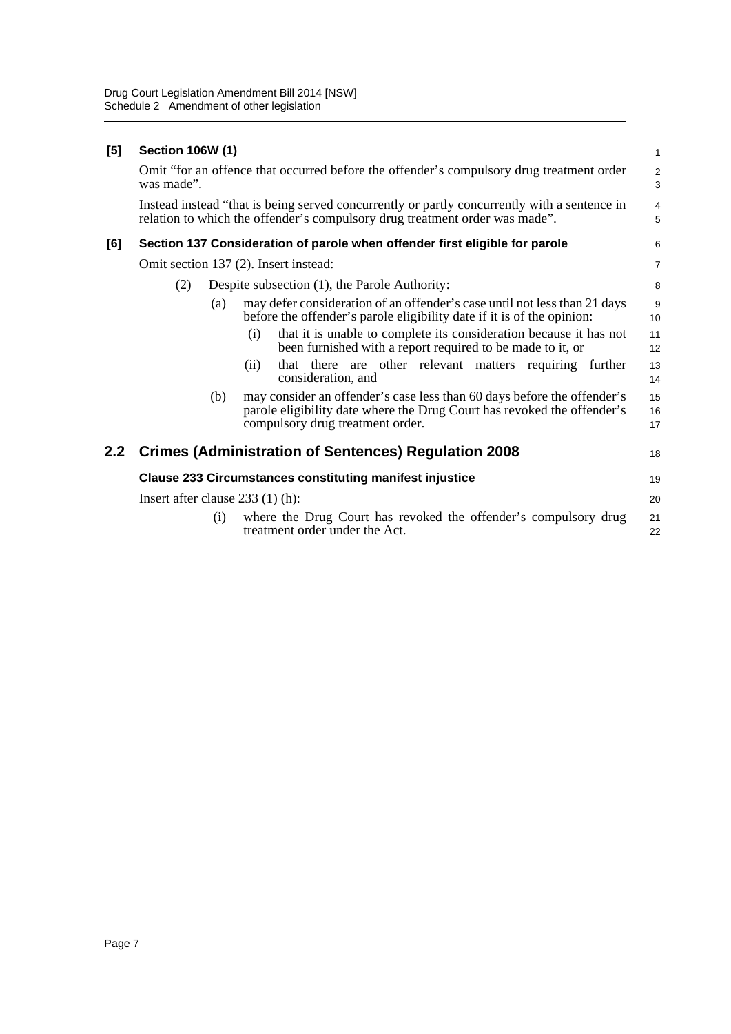**[5] Section 106W (1)**

Omit "for an offence that occurred before the offender's compulsory drug treatment order was made".

Instead instead "that is being served concurrently or partly concurrently with a sentence in relation to which the offender's compulsory drug treatment order was made".

**[6] Section 137 Consideration of parole when offender first eligible for parole**

Omit section 137 (2). Insert instead:

(2) Despite subsection (1), the Parole Authority:

(a) may defer consideration of an offender's case until not less than 21 days before the offender's parole eligibility date if it is of the opinion:

(i) that it is unable to complete its consideration because it has not been furnished with a report required to be made to it, or

(ii) that there are other relevant matters requiring further consideration, and

(b) may consider an offender's case less than 60 days before the offender's parole eligibility date where the Drug Court has revoked the offender's compulsory drug treatment order.

## 2.2 Crimes (Administration of Sentences) Regulation 2008

**Clause 233 Circumstances constituting manifest injustice**

Insert after clause 233 (1) (h):

(i) where the Drug Court has revoked the offender's compulsory drug treatment order under the Act.